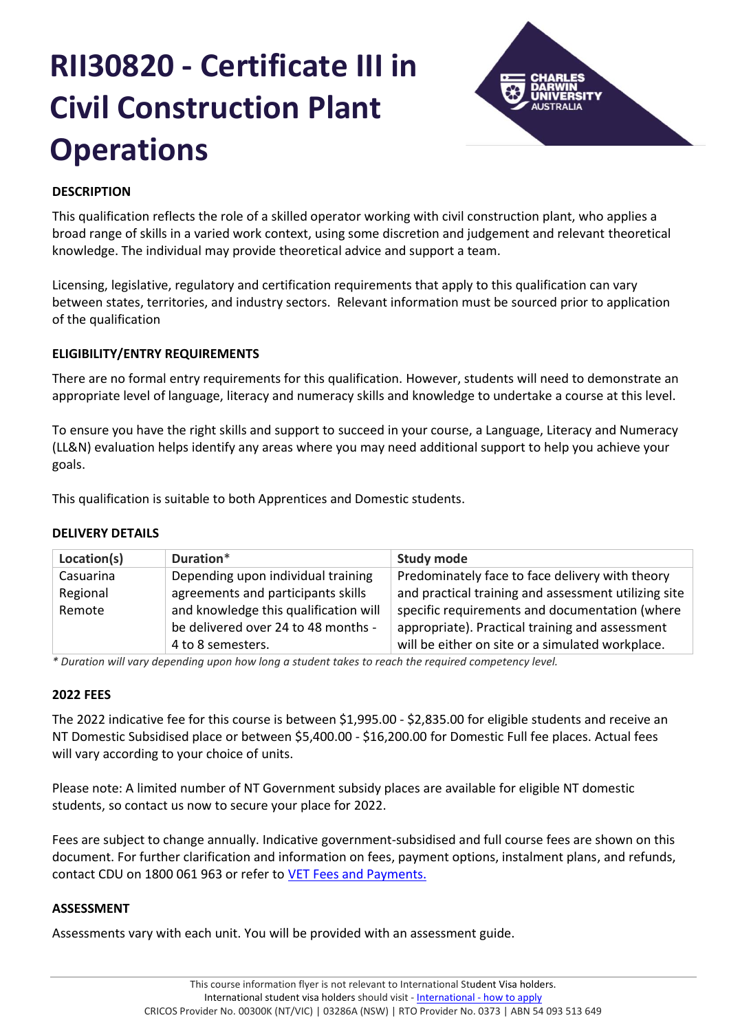# RII30820 - Certificate III in Civil Construction Plant Operations

## DESCRIPTION

This qualification reflects the role of a skilled operator working with civil construction plant, who applies a broad range of skills in a varied work context, using some discretion and judgement and relevant theoretical knowledge. The individual may provide theoretical advice and support a team.

Licensing, legislative, regulatory and certification requirements that apply to this qualification can vary between states, territories, and industry sectors. Relevant information must be sourced prior to application of the qualification

## ELIGIBILITY/ENTRY REQUIREMENTS

There are no formal entry requirements for this qualification. However, students will need to demonstrate an appropriate level of language, literacy and numeracy skills and knowledge to undertake a course at this level.

To ensure you have the right skills and support to succeed in your course, a Language, Literacy and Numeracy (LL&N) evaluation helps identify any areas where you may need additional support to help you achieve your goals.

This qualification is suitable to both Apprentices and Domestic students.

## DELIVERY DETAILS

| Location(s) | Duration* | Study mode |
|---|---|---|
| Casuarina<br>Regional<br>Remote | Depending upon individual training agreements and participants skills and knowledge this qualification will be delivered over 24 to 48 months - 4 to 8 semesters. | Predominately face to face delivery with theory and practical training and assessment utilizing site specific requirements and documentation (where appropriate). Practical training and assessment will be either on site or a simulated workplace. |

*\* Duration will vary depending upon how long a student takes to reach the required competency level.*

## 2022 FEES

The 2022 indicative fee for this course is between $1,995.00 - $2,835.00 for eligible students and receive an NT Domestic Subsidised place or between $5,400.00 - $16,200.00 for Domestic Full fee places. Actual fees will vary according to your choice of units.

Please note: A limited number of NT Government subsidy places are available for eligible NT domestic students, so contact us now to secure your place for 2022.

Fees are subject to change annually. Indicative government-subsidised and full course fees are shown on this document. For further clarification and information on fees, payment options, instalment plans, and refunds, contact CDU on 1800 061 963 or refer to [VET Fees and Payments.]()

## ASSESSMENT

Assessments vary with each unit. You will be provided with an assessment guide.

This course information flyer is not relevant to International Student Visa holders.
International student visa holders should visit - [International - how to apply]()
CRICOS Provider No. 00300K (NT/VIC) | 03286A (NSW) | RTO Provider No. 0373 | ABN 54 093 513 649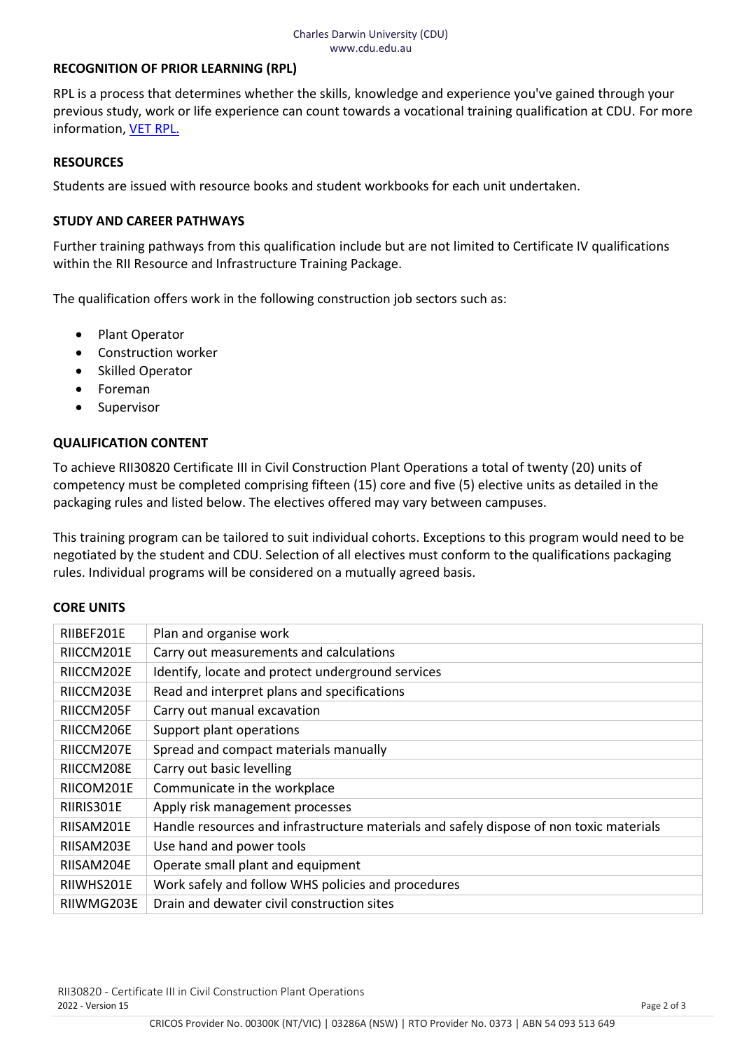## RECOGNITION OF PRIOR LEARNING (RPL)

RPL is a process that determines whether the skills, knowledge and experience you've gained through your previous study, work or life experience can count towards a vocational training qualification at CDU. For more information, [VET RPL.](VET RPL.)

## RESOURCES

Students are issued with resource books and student workbooks for each unit undertaken.

## STUDY AND CAREER PATHWAYS

Further training pathways from this qualification include but are not limited to Certificate IV qualifications within the RII Resource and Infrastructure Training Package.

The qualification offers work in the following construction job sectors such as:

- Plant Operator
- Construction worker
- Skilled Operator
- Foreman
- Supervisor

## QUALIFICATION CONTENT

To achieve RII30820 Certificate III in Civil Construction Plant Operations a total of twenty (20) units of competency must be completed comprising fifteen (15) core and five (5) elective units as detailed in the packaging rules and listed below. The electives offered may vary between campuses.

This training program can be tailored to suit individual cohorts. Exceptions to this program would need to be negotiated by the student and CDU. Selection of all electives must conform to the qualifications packaging rules. Individual programs will be considered on a mutually agreed basis.

## CORE UNITS

| | |
|---|---|
| RIIBEF201E | Plan and organise work |
| RIICCM201E | Carry out measurements and calculations |
| RIICCM202E | Identify, locate and protect underground services |
| RIICCM203E | Read and interpret plans and specifications |
| RIICCM205F | Carry out manual excavation |
| RIICCM206E | Support plant operations |
| RIICCM207E | Spread and compact materials manually |
| RIICCM208E | Carry out basic levelling |
| RIICOM201E | Communicate in the workplace |
| RIIRIS301E | Apply risk management processes |
| RIISAM201E | Handle resources and infrastructure materials and safely dispose of non toxic materials |
| RIISAM203E | Use hand and power tools |
| RIISAM204E | Operate small plant and equipment |
| RIIWHS201E | Work safely and follow WHS policies and procedures |
| RIIWMG203E | Drain and dewater civil construction sites |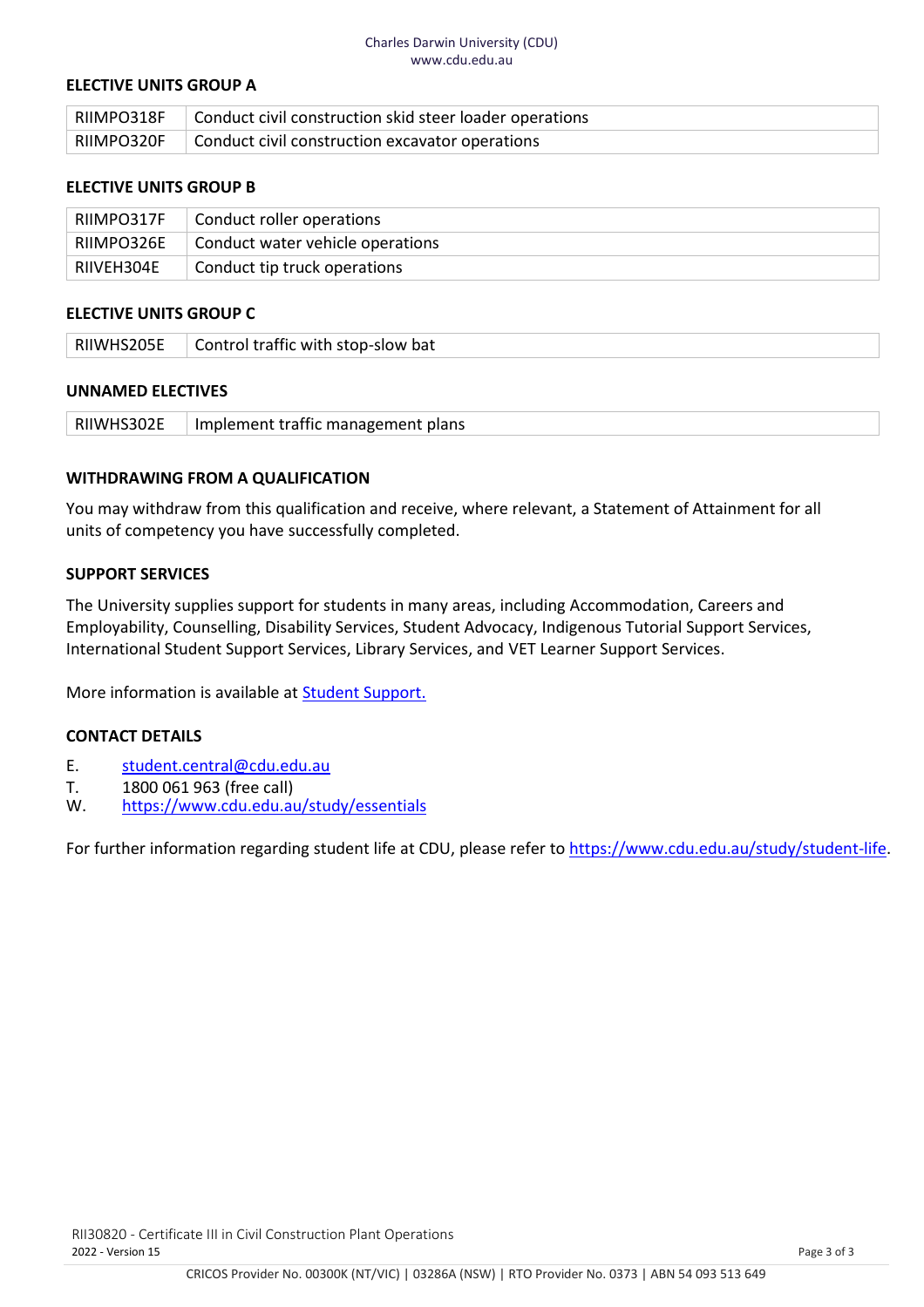## ELECTIVE UNITS GROUP A

| | |
|---|---|
| RIIMPO318F | Conduct civil construction skid steer loader operations |
| RIIMPO320F | Conduct civil construction excavator operations |

## ELECTIVE UNITS GROUP B

| | |
|---|---|
| RIIMPO317F | Conduct roller operations |
| RIIMPO326E | Conduct water vehicle operations |
| RIIVEH304E | Conduct tip truck operations |

## ELECTIVE UNITS GROUP C

| | |
|---|---|
| RIIWHS205E | Control traffic with stop-slow bat |

## UNNAMED ELECTIVES

| | |
|---|---|
| RIIWHS302E | Implement traffic management plans |

## WITHDRAWING FROM A QUALIFICATION

You may withdraw from this qualification and receive, where relevant, a Statement of Attainment for all units of competency you have successfully completed.

## SUPPORT SERVICES

The University supplies support for students in many areas, including Accommodation, Careers and Employability, Counselling, Disability Services, Student Advocacy, Indigenous Tutorial Support Services, International Student Support Services, Library Services, and VET Learner Support Services.

More information is available at [Student Support.]()

## CONTACT DETAILS

E. student.central@cdu.edu.au
T. 1800 061 963 (free call)
W. https://www.cdu.edu.au/study/essentials

For further information regarding student life at CDU, please refer to https://www.cdu.edu.au/study/student-life.